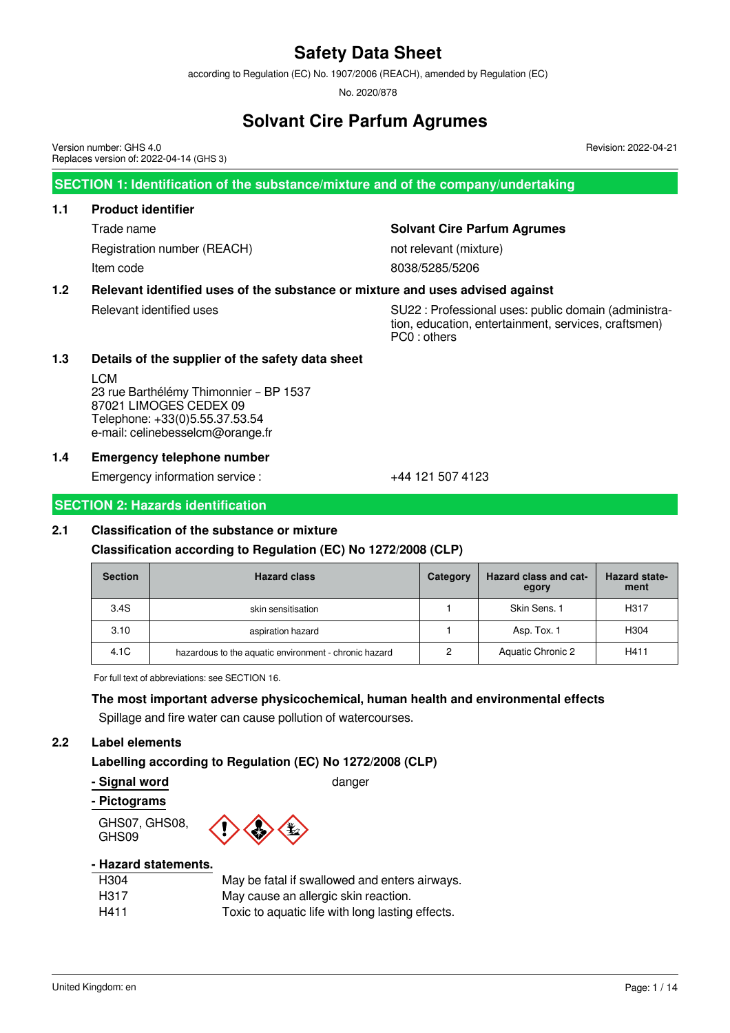# Safety Data Sheet

according to Regulation (EC) No. 1907/2006 (REACH), amended by Regulation (EC) No. 2020/878

# Solvant Cire Parfum Agrumes

Version number: GHS 4.0
Replaces version of: 2022-04-14 (GHS 3)

Revision: 2022-04-21

## SECTION 1: Identification of the substance/mixture and of the company/undertaking

### 1.1 Product identifier

| | |
|---|---|
| Trade name | **Solvant Cire Parfum Agrumes** |
| Registration number (REACH) | not relevant (mixture) |
| Item code | 8038/5285/5206 |

### 1.2 Relevant identified uses of the substance or mixture and uses advised against

Relevant identified uses: SU22 : Professional uses: public domain (administration, education, entertainment, services, craftsmen)
PC0 : others

### 1.3 Details of the supplier of the safety data sheet

LCM
23 rue Barthélémy Thimonnier – BP 1537
87021 LIMOGES CEDEX 09
Telephone: +33(0)5.55.37.53.54
e-mail: celinebesselcm@orange.fr

### 1.4 Emergency telephone number

Emergency information service : +44 121 507 4123

## SECTION 2: Hazards identification

### 2.1 Classification of the substance or mixture

**Classification according to Regulation (EC) No 1272/2008 (CLP)**

| Section | Hazard class | Category | Hazard class and category | Hazard statement |
|---|---|---|---|---|
| 3.4S | skin sensitisation | 1 | Skin Sens. 1 | H317 |
| 3.10 | aspiration hazard | 1 | Asp. Tox. 1 | H304 |
| 4.1C | hazardous to the aquatic environment - chronic hazard | 2 | Aquatic Chronic 2 | H411 |

For full text of abbreviations: see SECTION 16.

**The most important adverse physicochemical, human health and environmental effects**

Spillage and fire water can cause pollution of watercourses.

### 2.2 Label elements

**Labelling according to Regulation (EC) No 1272/2008 (CLP)**

**- Signal word**: danger

**- Pictograms**

GHS07, GHS08, GHS09

**- Hazard statements.**

| | |
|---|---|
| H304 | May be fatal if swallowed and enters airways. |
| H317 | May cause an allergic skin reaction. |
| H411 | Toxic to aquatic life with long lasting effects. |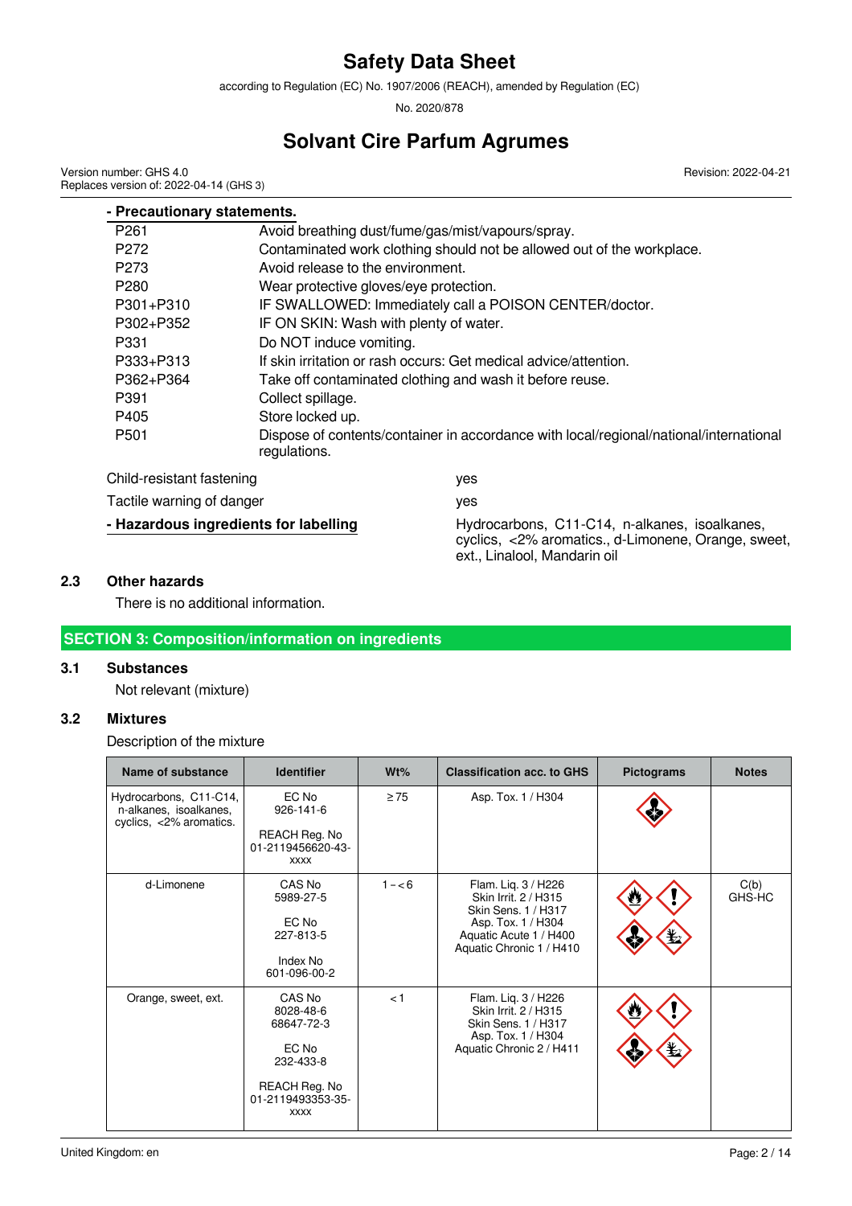**- Precautionary statements.**

| | |
|---|---|
| P261 | Avoid breathing dust/fume/gas/mist/vapours/spray. |
| P272 | Contaminated work clothing should not be allowed out of the workplace. |
| P273 | Avoid release to the environment. |
| P280 | Wear protective gloves/eye protection. |
| P301+P310 | IF SWALLOWED: Immediately call a POISON CENTER/doctor. |
| P302+P352 | IF ON SKIN: Wash with plenty of water. |
| P331 | Do NOT induce vomiting. |
| P333+P313 | If skin irritation or rash occurs: Get medical advice/attention. |
| P362+P364 | Take off contaminated clothing and wash it before reuse. |
| P391 | Collect spillage. |
| P405 | Store locked up. |
| P501 | Dispose of contents/container in accordance with local/regional/national/international regulations. |

Child-resistant fastening: yes

Tactile warning of danger: yes

**- Hazardous ingredients for labelling:** Hydrocarbons, C11-C14, n-alkanes, isoalkanes, cyclics, <2% aromatics., d-Limonene, Orange, sweet, ext., Linalool, Mandarin oil

### 2.3 Other hazards

There is no additional information.

## SECTION 3: Composition/information on ingredients

### 3.1 Substances

Not relevant (mixture)

### 3.2 Mixtures

Description of the mixture

| Name of substance | Identifier | Wt% | Classification acc. to GHS | Pictograms | Notes |
|---|---|---|---|---|---|
| Hydrocarbons, C11-C14, n-alkanes, isoalkanes, cyclics, <2% aromatics. | EC No 926-141-6<br><br>REACH Reg. No 01-2119456620-43-xxxx | ≥ 75 | Asp. Tox. 1 / H304 | | |
| d-Limonene | CAS No 5989-27-5<br><br>EC No 227-813-5<br><br>Index No 601-096-00-2 | 1 – < 6 | Flam. Liq. 3 / H226<br>Skin Irrit. 2 / H315<br>Skin Sens. 1 / H317<br>Asp. Tox. 1 / H304<br>Aquatic Acute 1 / H400<br>Aquatic Chronic 1 / H410 | | C(b)<br>GHS-HC |
| Orange, sweet, ext. | CAS No 8028-48-6<br>68647-72-3<br><br>EC No 232-433-8<br><br>REACH Reg. No 01-2119493353-35-xxxx | < 1 | Flam. Liq. 3 / H226<br>Skin Irrit. 2 / H315<br>Skin Sens. 1 / H317<br>Asp. Tox. 1 / H304<br>Aquatic Chronic 2 / H411 | | |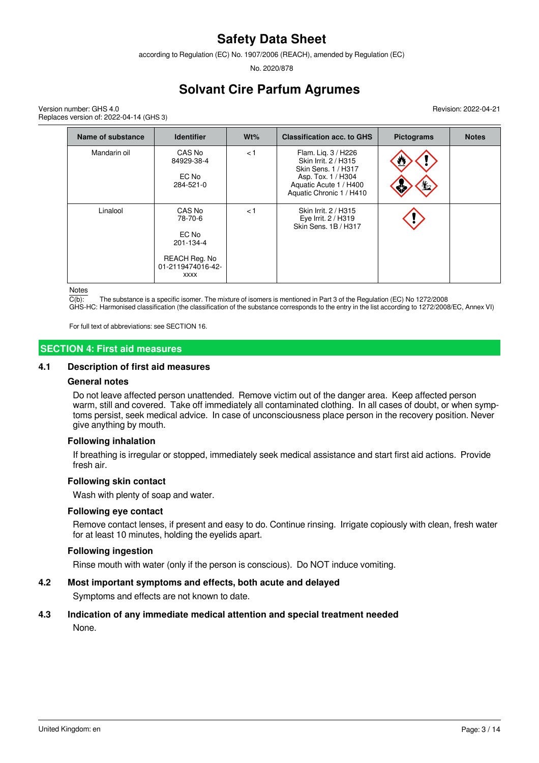| Name of substance | Identifier | Wt% | Classification acc. to GHS | Pictograms | Notes |
|---|---|---|---|---|---|
| Mandarin oil | CAS No 84929-38-4<br><br>EC No 284-521-0 | < 1 | Flam. Liq. 3 / H226<br>Skin Irrit. 2 / H315<br>Skin Sens. 1 / H317<br>Asp. Tox. 1 / H304<br>Aquatic Acute 1 / H400<br>Aquatic Chronic 1 / H410 | | |
| Linalool | CAS No 78-70-6<br><br>EC No 201-134-4<br><br>REACH Reg. No 01-2119474016-42-xxxx | < 1 | Skin Irrit. 2 / H315<br>Eye Irrit. 2 / H319<br>Skin Sens. 1B / H317 | | |

Notes
C(b): The substance is a specific isomer. The mixture of isomers is mentioned in Part 3 of the Regulation (EC) No 1272/2008
GHS-HC: Harmonised classification (the classification of the substance corresponds to the entry in the list according to 1272/2008/EC, Annex VI)

For full text of abbreviations: see SECTION 16.

## SECTION 4: First aid measures

### 4.1 Description of first aid measures

**General notes**

Do not leave affected person unattended. Remove victim out of the danger area. Keep affected person warm, still and covered. Take off immediately all contaminated clothing. In all cases of doubt, or when symptoms persist, seek medical advice. In case of unconsciousness place person in the recovery position. Never give anything by mouth.

**Following inhalation**

If breathing is irregular or stopped, immediately seek medical assistance and start first aid actions. Provide fresh air.

**Following skin contact**

Wash with plenty of soap and water.

**Following eye contact**

Remove contact lenses, if present and easy to do. Continue rinsing. Irrigate copiously with clean, fresh water for at least 10 minutes, holding the eyelids apart.

**Following ingestion**

Rinse mouth with water (only if the person is conscious). Do NOT induce vomiting.

### 4.2 Most important symptoms and effects, both acute and delayed

Symptoms and effects are not known to date.

### 4.3 Indication of any immediate medical attention and special treatment needed

None.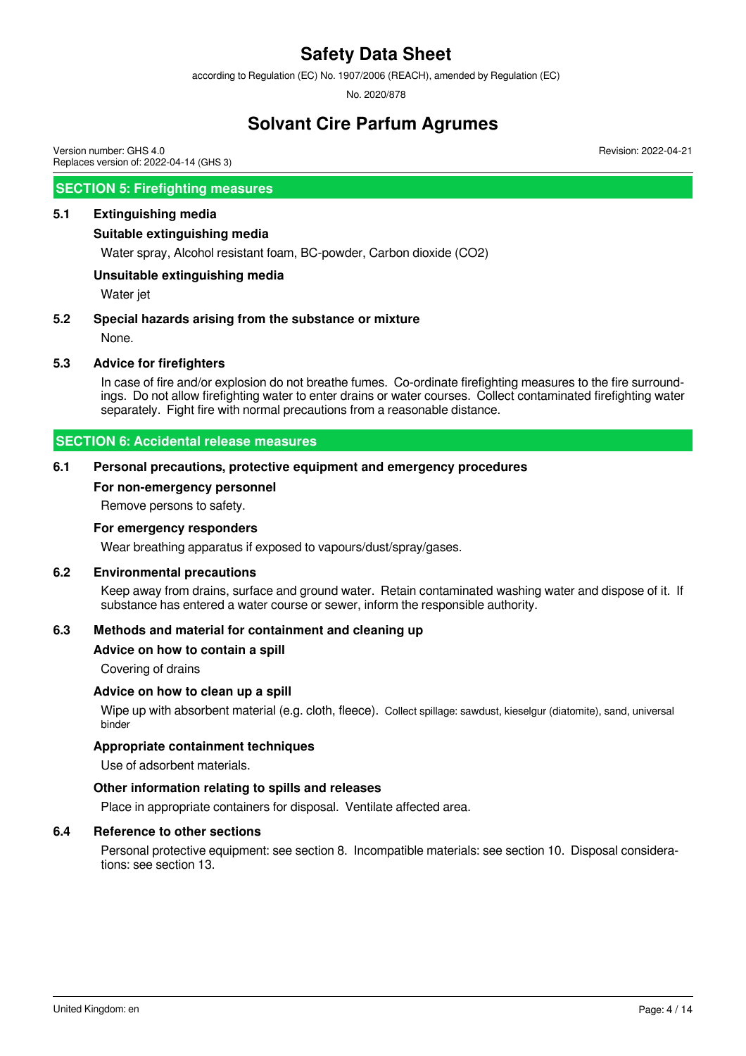## SECTION 5: Firefighting measures

### 5.1 Extinguishing media

**Suitable extinguishing media**

Water spray, Alcohol resistant foam, BC-powder, Carbon dioxide ($CO_2$)

**Unsuitable extinguishing media**

Water jet

### 5.2 Special hazards arising from the substance or mixture

None.

### 5.3 Advice for firefighters

In case of fire and/or explosion do not breathe fumes. Co-ordinate firefighting measures to the fire surroundings. Do not allow firefighting water to enter drains or water courses. Collect contaminated firefighting water separately. Fight fire with normal precautions from a reasonable distance.

## SECTION 6: Accidental release measures

### 6.1 Personal precautions, protective equipment and emergency procedures

**For non-emergency personnel**

Remove persons to safety.

**For emergency responders**

Wear breathing apparatus if exposed to vapours/dust/spray/gases.

### 6.2 Environmental precautions

Keep away from drains, surface and ground water. Retain contaminated washing water and dispose of it. If substance has entered a water course or sewer, inform the responsible authority.

### 6.3 Methods and material for containment and cleaning up

**Advice on how to contain a spill**

Covering of drains

**Advice on how to clean up a spill**

Wipe up with absorbent material (e.g. cloth, fleece). Collect spillage: sawdust, kieselgur (diatomite), sand, universal binder

**Appropriate containment techniques**

Use of adsorbent materials.

**Other information relating to spills and releases**

Place in appropriate containers for disposal. Ventilate affected area.

### 6.4 Reference to other sections

Personal protective equipment: see section 8. Incompatible materials: see section 10. Disposal considerations: see section 13.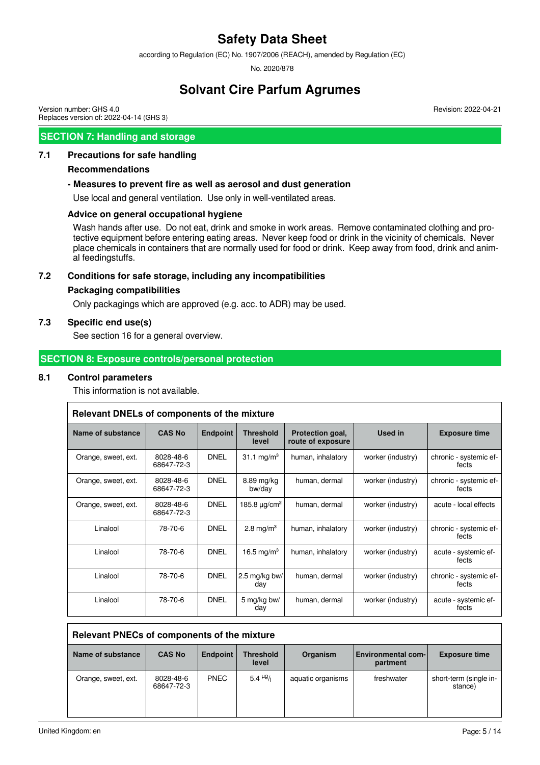## SECTION 7: Handling and storage

### 7.1 Precautions for safe handling

**Recommendations**

**- Measures to prevent fire as well as aerosol and dust generation**

Use local and general ventilation. Use only in well-ventilated areas.

**Advice on general occupational hygiene**

Wash hands after use. Do not eat, drink and smoke in work areas. Remove contaminated clothing and protective equipment before entering eating areas. Never keep food or drink in the vicinity of chemicals. Never place chemicals in containers that are normally used for food or drink. Keep away from food, drink and animal feedingstuffs.

### 7.2 Conditions for safe storage, including any incompatibilities

**Packaging compatibilities**

Only packagings which are approved (e.g. acc. to ADR) may be used.

### 7.3 Specific end use(s)

See section 16 for a general overview.

## SECTION 8: Exposure controls/personal protection

### 8.1 Control parameters

This information is not available.

**Relevant DNELs of components of the mixture**

| Name of substance | CAS No | Endpoint | Threshold level | Protection goal, route of exposure | Used in | Exposure time |
|---|---|---|---|---|---|---|
| Orange, sweet, ext. | 8028-48-6 68647-72-3 | DNEL | 31.1 $mg/m^3$ | human, inhalatory | worker (industry) | chronic - systemic effects |
| Orange, sweet, ext. | 8028-48-6 68647-72-3 | DNEL | 8.89 mg/kg bw/day | human, dermal | worker (industry) | chronic - systemic effects |
| Orange, sweet, ext. | 8028-48-6 68647-72-3 | DNEL | 185.8 $\mu g/cm^2$ | human, dermal | worker (industry) | acute - local effects |
| Linalool | 78-70-6 | DNEL | 2.8 $mg/m^3$ | human, inhalatory | worker (industry) | chronic - systemic effects |
| Linalool | 78-70-6 | DNEL | 16.5 $mg/m^3$ | human, inhalatory | worker (industry) | acute - systemic effects |
| Linalool | 78-70-6 | DNEL | 2.5 mg/kg bw/day | human, dermal | worker (industry) | chronic - systemic effects |
| Linalool | 78-70-6 | DNEL | 5 mg/kg bw/day | human, dermal | worker (industry) | acute - systemic effects |

**Relevant PNECs of components of the mixture**

| Name of substance | CAS No | Endpoint | Threshold level | Organism | Environmental compartment | Exposure time |
|---|---|---|---|---|---|---|
| Orange, sweet, ext. | 8028-48-6 68647-72-3 | PNEC | 5.4 $^{\mu g}/_{l}$ | aquatic organisms | freshwater | short-term (single instance) |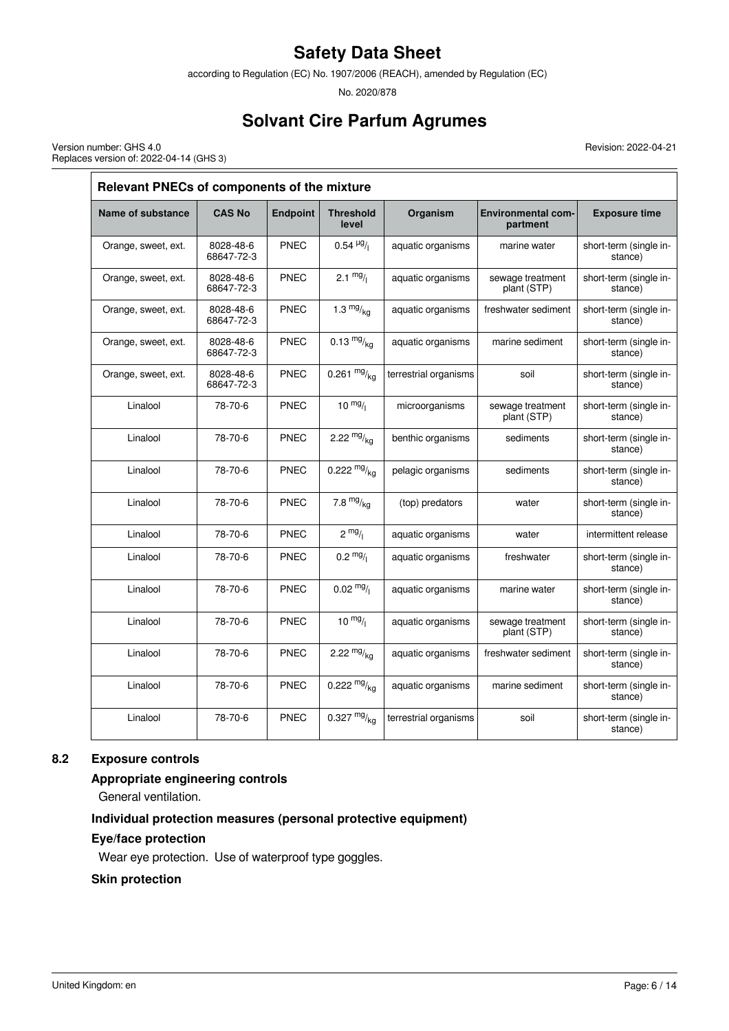| Relevant PNECs of components of the mixture | | | | | | |
|---|---|---|---|---|---|---|
| Name of substance | CAS No | Endpoint | Threshold level | Organism | Environmental compartment | Exposure time |
| Orange, sweet, ext. | 8028-48-6 68647-72-3 | PNEC | 0.54 $^{\mu g}/_{l}$ | aquatic organisms | marine water | short-term (single instance) |
| Orange, sweet, ext. | 8028-48-6 68647-72-3 | PNEC | 2.1 $^{mg}/_{l}$ | aquatic organisms | sewage treatment plant (STP) | short-term (single instance) |
| Orange, sweet, ext. | 8028-48-6 68647-72-3 | PNEC | 1.3 $^{mg}/_{kg}$ | aquatic organisms | freshwater sediment | short-term (single instance) |
| Orange, sweet, ext. | 8028-48-6 68647-72-3 | PNEC | 0.13 $^{mg}/_{kg}$ | aquatic organisms | marine sediment | short-term (single instance) |
| Orange, sweet, ext. | 8028-48-6 68647-72-3 | PNEC | 0.261 $^{mg}/_{kg}$ | terrestrial organisms | soil | short-term (single instance) |
| Linalool | 78-70-6 | PNEC | 10 $^{mg}/_{l}$ | microorganisms | sewage treatment plant (STP) | short-term (single instance) |
| Linalool | 78-70-6 | PNEC | 2.22 $^{mg}/_{kg}$ | benthic organisms | sediments | short-term (single instance) |
| Linalool | 78-70-6 | PNEC | 0.222 $^{mg}/_{kg}$ | pelagic organisms | sediments | short-term (single instance) |
| Linalool | 78-70-6 | PNEC | 7.8 $^{mg}/_{kg}$ | (top) predators | water | short-term (single instance) |
| Linalool | 78-70-6 | PNEC | 2 $^{mg}/_{l}$ | aquatic organisms | water | intermittent release |
| Linalool | 78-70-6 | PNEC | 0.2 $^{mg}/_{l}$ | aquatic organisms | freshwater | short-term (single instance) |
| Linalool | 78-70-6 | PNEC | 0.02 $^{mg}/_{l}$ | aquatic organisms | marine water | short-term (single instance) |
| Linalool | 78-70-6 | PNEC | 10 $^{mg}/_{l}$ | aquatic organisms | sewage treatment plant (STP) | short-term (single instance) |
| Linalool | 78-70-6 | PNEC | 2.22 $^{mg}/_{kg}$ | aquatic organisms | freshwater sediment | short-term (single instance) |
| Linalool | 78-70-6 | PNEC | 0.222 $^{mg}/_{kg}$ | aquatic organisms | marine sediment | short-term (single instance) |
| Linalool | 78-70-6 | PNEC | 0.327 $^{mg}/_{kg}$ | terrestrial organisms | soil | short-term (single instance) |

## 8.2 Exposure controls

### Appropriate engineering controls

General ventilation.

### Individual protection measures (personal protective equipment)

### Eye/face protection

Wear eye protection. Use of waterproof type goggles.

### Skin protection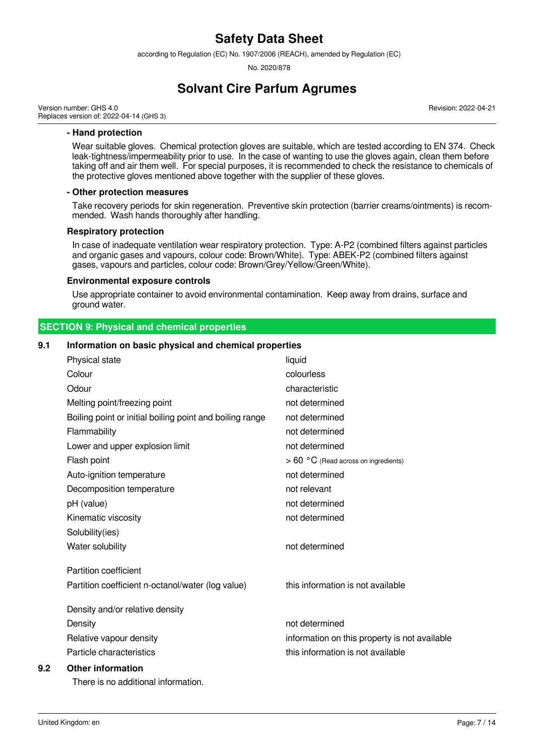**- Hand protection**

Wear suitable gloves. Chemical protection gloves are suitable, which are tested according to EN 374. Check leak-tightness/impermeability prior to use. In the case of wanting to use the gloves again, clean them before taking off and air them well. For special purposes, it is recommended to check the resistance to chemicals of the protective gloves mentioned above together with the supplier of these gloves.

**- Other protection measures**

Take recovery periods for skin regeneration. Preventive skin protection (barrier creams/ointments) is recommended. Wash hands thoroughly after handling.

**Respiratory protection**

In case of inadequate ventilation wear respiratory protection. Type: A-P2 (combined filters against particles and organic gases and vapours, colour code: Brown/White). Type: ABEK-P2 (combined filters against gases, vapours and particles, colour code: Brown/Grey/Yellow/Green/White).

**Environmental exposure controls**

Use appropriate container to avoid environmental contamination. Keep away from drains, surface and ground water.

## SECTION 9: Physical and chemical properties

### 9.1 Information on basic physical and chemical properties

| Property | Value |
|---|---|
| Physical state | liquid |
| Colour | colourless |
| Odour | characteristic |
| Melting point/freezing point | not determined |
| Boiling point or initial boiling point and boiling range | not determined |
| Flammability | not determined |
| Lower and upper explosion limit | not determined |
| Flash point | > 60 °C (Read across on ingredients) |
| Auto-ignition temperature | not determined |
| Decomposition temperature | not relevant |
| pH (value) | not determined |
| Kinematic viscosity | not determined |
| Solubility(ies) | |
| Water solubility | not determined |
| Partition coefficient | |
| Partition coefficient n-octanol/water (log value) | this information is not available |
| Density and/or relative density | |
| Density | not determined |
| Relative vapour density | information on this property is not available |
| Particle characteristics | this information is not available |

### 9.2 Other information

There is no additional information.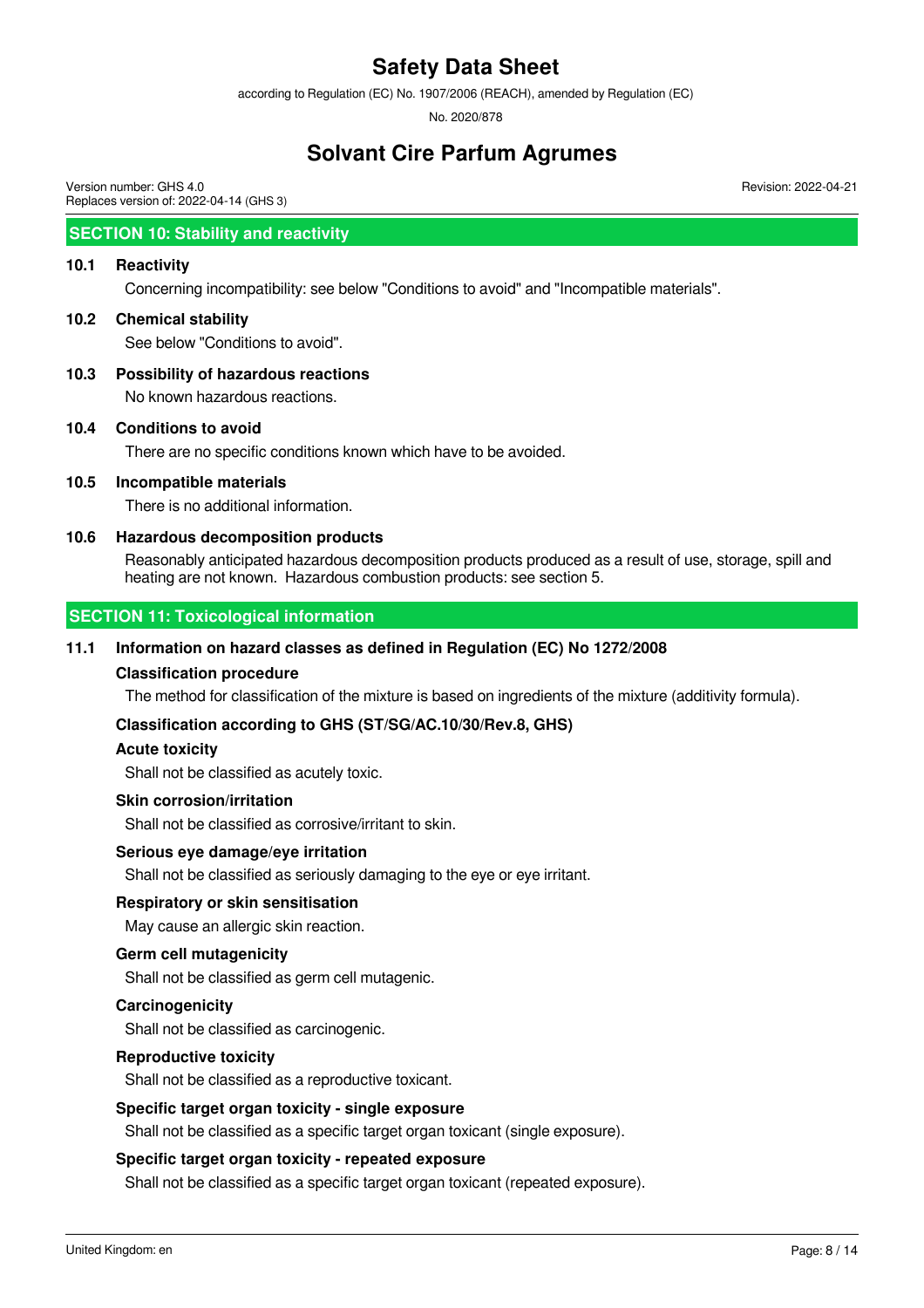## SECTION 10: Stability and reactivity

### 10.1 Reactivity

Concerning incompatibility: see below "Conditions to avoid" and "Incompatible materials".

### 10.2 Chemical stability

See below "Conditions to avoid".

### 10.3 Possibility of hazardous reactions

No known hazardous reactions.

### 10.4 Conditions to avoid

There are no specific conditions known which have to be avoided.

### 10.5 Incompatible materials

There is no additional information.

### 10.6 Hazardous decomposition products

Reasonably anticipated hazardous decomposition products produced as a result of use, storage, spill and heating are not known. Hazardous combustion products: see section 5.

## SECTION 11: Toxicological information

### 11.1 Information on hazard classes as defined in Regulation (EC) No 1272/2008

**Classification procedure**

The method for classification of the mixture is based on ingredients of the mixture (additivity formula).

**Classification according to GHS (ST/SG/AC.10/30/Rev.8, GHS)**

**Acute toxicity**

Shall not be classified as acutely toxic.

**Skin corrosion/irritation**

Shall not be classified as corrosive/irritant to skin.

**Serious eye damage/eye irritation**

Shall not be classified as seriously damaging to the eye or eye irritant.

**Respiratory or skin sensitisation**

May cause an allergic skin reaction.

**Germ cell mutagenicity**

Shall not be classified as germ cell mutagenic.

**Carcinogenicity**

Shall not be classified as carcinogenic.

**Reproductive toxicity**

Shall not be classified as a reproductive toxicant.

**Specific target organ toxicity - single exposure**

Shall not be classified as a specific target organ toxicant (single exposure).

**Specific target organ toxicity - repeated exposure**

Shall not be classified as a specific target organ toxicant (repeated exposure).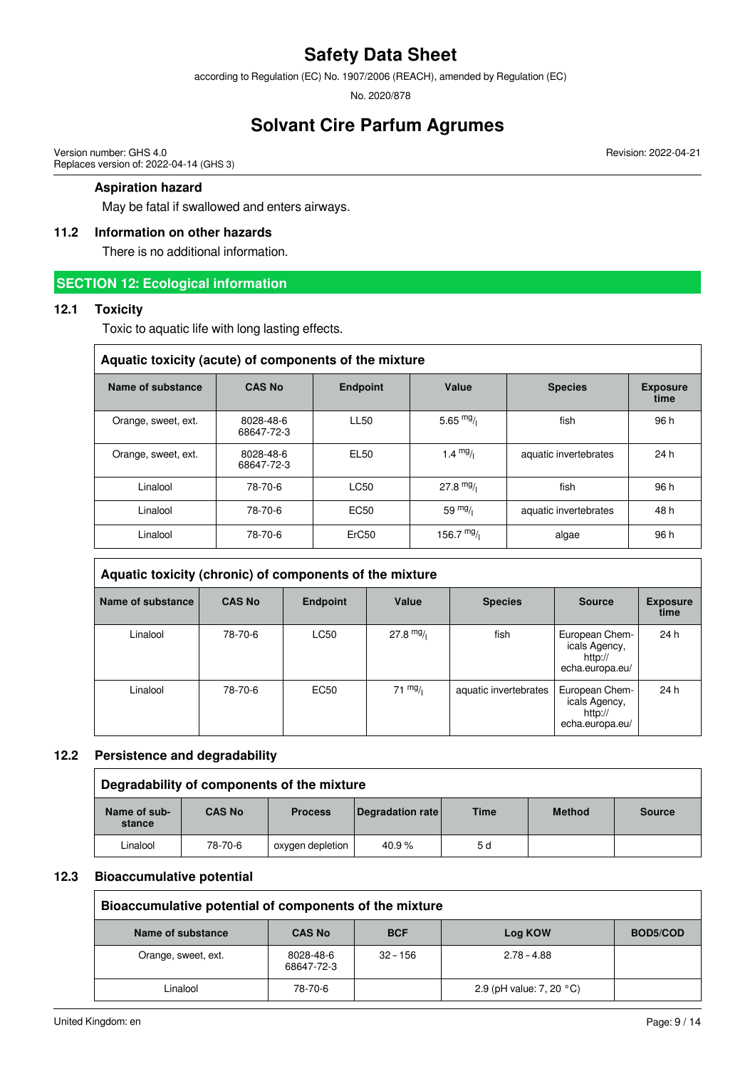### Aspiration hazard

May be fatal if swallowed and enters airways.

### 11.2 Information on other hazards

There is no additional information.

## SECTION 12: Ecological information

### 12.1 Toxicity

Toxic to aquatic life with long lasting effects.

**Aquatic toxicity (acute) of components of the mixture**

| Name of substance | CAS No | Endpoint | Value | Species | Exposure time |
|---|---|---|---|---|---|
| Orange, sweet, ext. | 8028-48-6<br>68647-72-3 | LL50 | 5.65 mg/l | fish | 96 h |
| Orange, sweet, ext. | 8028-48-6<br>68647-72-3 | EL50 | 1.4 mg/l | aquatic invertebrates | 24 h |
| Linalool | 78-70-6 | LC50 | 27.8 mg/l | fish | 96 h |
| Linalool | 78-70-6 | EC50 | 59 mg/l | aquatic invertebrates | 48 h |
| Linalool | 78-70-6 | ErC50 | 156.7 mg/l | algae | 96 h |

**Aquatic toxicity (chronic) of components of the mixture**

| Name of substance | CAS No | Endpoint | Value | Species | Source | Exposure time |
|---|---|---|---|---|---|---|
| Linalool | 78-70-6 | LC50 | 27.8 mg/l | fish | European Chemicals Agency, http://echa.europa.eu/ | 24 h |
| Linalool | 78-70-6 | EC50 | 71 mg/l | aquatic invertebrates | European Chemicals Agency, http://echa.europa.eu/ | 24 h |

### 12.2 Persistence and degradability

**Degradability of components of the mixture**

| Name of substance | CAS No | Process | Degradation rate | Time | Method | Source |
|---|---|---|---|---|---|---|
| Linalool | 78-70-6 | oxygen depletion | 40.9 % | 5 d | | |

### 12.3 Bioaccumulative potential

**Bioaccumulative potential of components of the mixture**

| Name of substance | CAS No | BCF | Log KOW | BOD5/COD |
|---|---|---|---|---|
| Orange, sweet, ext. | 8028-48-6<br>68647-72-3 | 32 – 156 | 2.78 – 4.88 | |
| Linalool | 78-70-6 | | 2.9 (pH value: 7, 20 °C) | |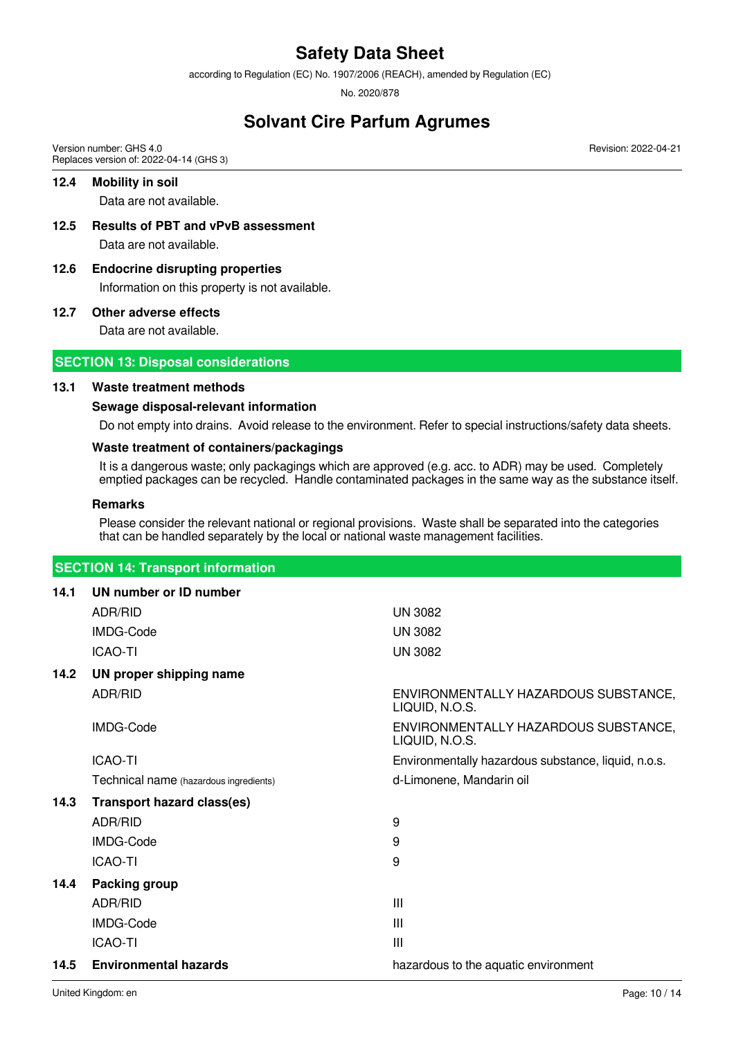### 12.4 Mobility in soil

Data are not available.

### 12.5 Results of PBT and vPvB assessment

Data are not available.

### 12.6 Endocrine disrupting properties

Information on this property is not available.

### 12.7 Other adverse effects

Data are not available.

## SECTION 13: Disposal considerations

### 13.1 Waste treatment methods

**Sewage disposal-relevant information**

Do not empty into drains. Avoid release to the environment. Refer to special instructions/safety data sheets.

**Waste treatment of containers/packagings**

It is a dangerous waste; only packagings which are approved (e.g. acc. to ADR) may be used. Completely emptied packages can be recycled. Handle contaminated packages in the same way as the substance itself.

**Remarks**

Please consider the relevant national or regional provisions. Waste shall be separated into the categories that can be handled separately by the local or national waste management facilities.

## SECTION 14: Transport information

### 14.1 UN number or ID number

| | |
|---|---|
| ADR/RID | UN 3082 |
| IMDG-Code | UN 3082 |
| ICAO-TI | UN 3082 |

### 14.2 UN proper shipping name

| | |
|---|---|
| ADR/RID | ENVIRONMENTALLY HAZARDOUS SUBSTANCE, LIQUID, N.O.S. |
| IMDG-Code | ENVIRONMENTALLY HAZARDOUS SUBSTANCE, LIQUID, N.O.S. |
| ICAO-TI | Environmentally hazardous substance, liquid, n.o.s. |
| Technical name (hazardous ingredients) | d-Limonene, Mandarin oil |

### 14.3 Transport hazard class(es)

| | |
|---|---|
| ADR/RID | 9 |
| IMDG-Code | 9 |
| ICAO-TI | 9 |

### 14.4 Packing group

| | |
|---|---|
| ADR/RID | III |
| IMDG-Code | III |
| ICAO-TI | III |

### 14.5 Environmental hazards

hazardous to the aquatic environment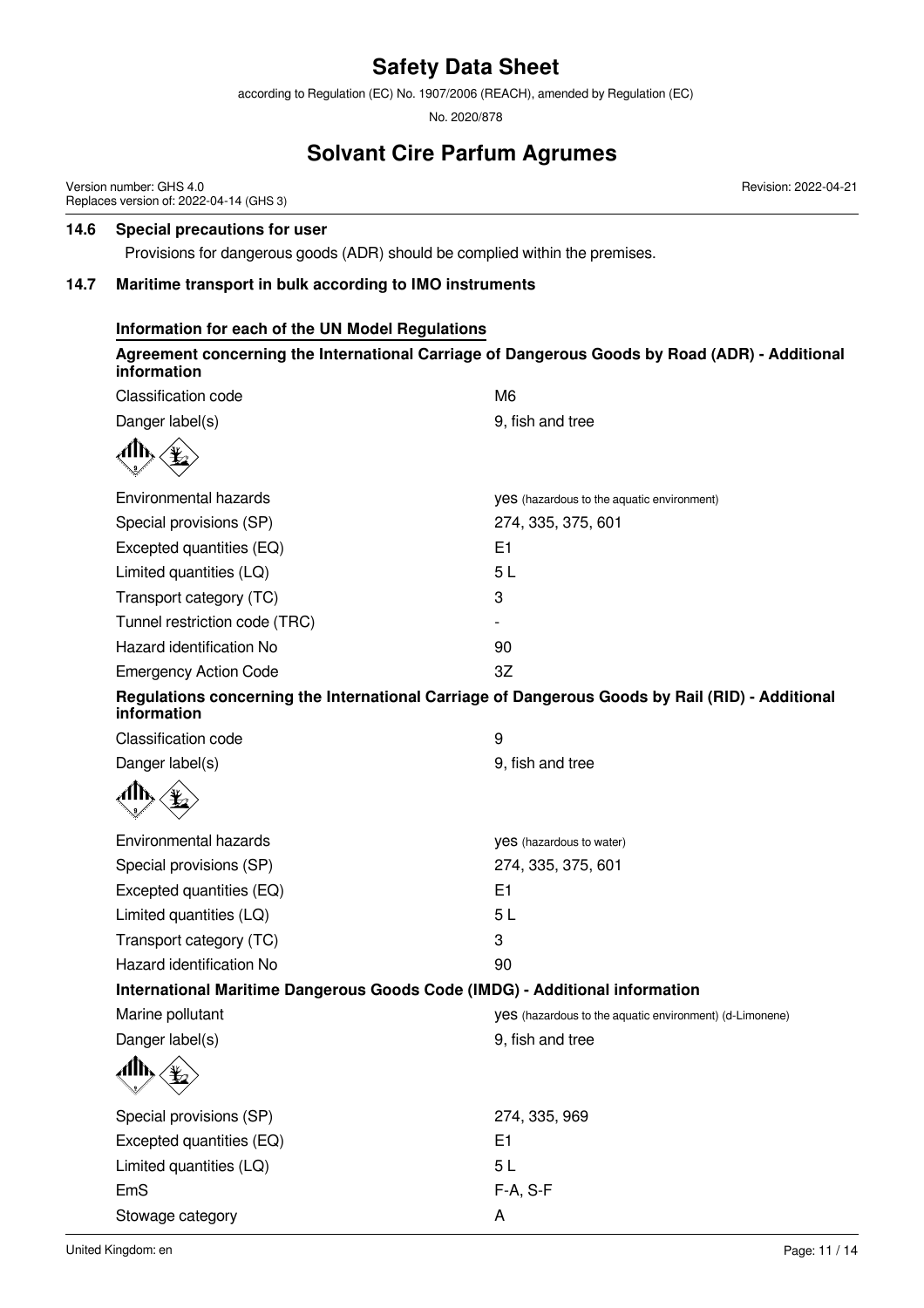### 14.6 Special precautions for user

Provisions for dangerous goods (ADR) should be complied within the premises.

### 14.7 Maritime transport in bulk according to IMO instruments

**Information for each of the UN Model Regulations**

**Agreement concerning the International Carriage of Dangerous Goods by Road (ADR) - Additional information**

| | |
|---|---|
| Classification code | M6 |
| Danger label(s) | 9, fish and tree |
| Environmental hazards | yes (hazardous to the aquatic environment) |
| Special provisions (SP) | 274, 335, 375, 601 |
| Excepted quantities (EQ) | E1 |
| Limited quantities (LQ) | 5 L |
| Transport category (TC) | 3 |
| Tunnel restriction code (TRC) | - |
| Hazard identification No | 90 |
| Emergency Action Code | 3Z |

**Regulations concerning the International Carriage of Dangerous Goods by Rail (RID) - Additional information**

| | |
|---|---|
| Classification code | 9 |
| Danger label(s) | 9, fish and tree |
| Environmental hazards | yes (hazardous to water) |
| Special provisions (SP) | 274, 335, 375, 601 |
| Excepted quantities (EQ) | E1 |
| Limited quantities (LQ) | 5 L |
| Transport category (TC) | 3 |
| Hazard identification No | 90 |

**International Maritime Dangerous Goods Code (IMDG) - Additional information**

| | |
|---|---|
| Marine pollutant | yes (hazardous to the aquatic environment) (d-Limonene) |
| Danger label(s) | 9, fish and tree |
| Special provisions (SP) | 274, 335, 969 |
| Excepted quantities (EQ) | E1 |
| Limited quantities (LQ) | 5 L |
| EmS | F-A, S-F |
| Stowage category | A |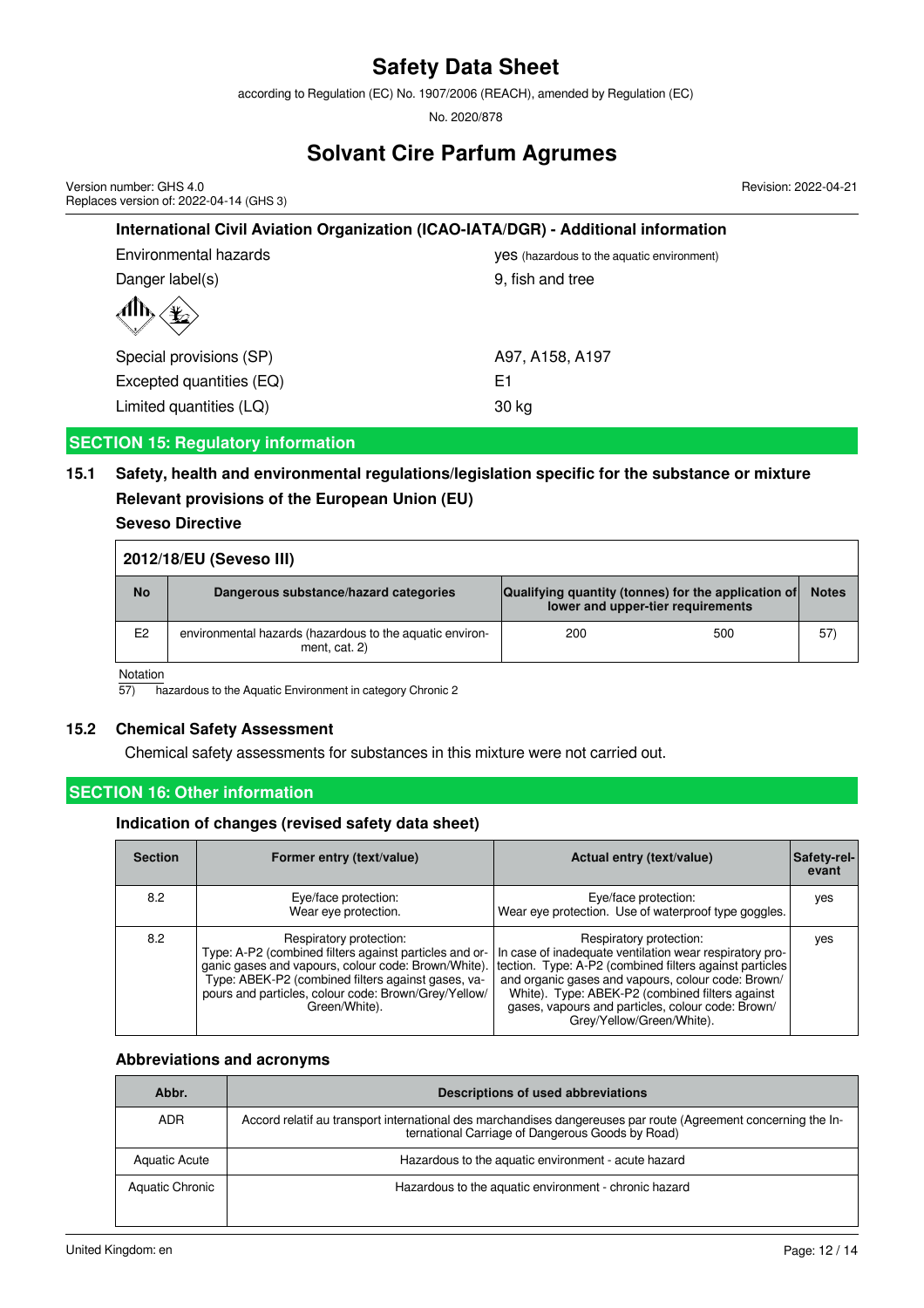#### International Civil Aviation Organization (ICAO-IATA/DGR) - Additional information

| | |
|---|---|
| Environmental hazards | yes (hazardous to the aquatic environment) |
| Danger label(s) | 9, fish and tree |
| Special provisions (SP) | A97, A158, A197 |
| Excepted quantities (EQ) | E1 |
| Limited quantities (LQ) | 30 kg |

## SECTION 15: Regulatory information

### 15.1 Safety, health and environmental regulations/legislation specific for the substance or mixture

**Relevant provisions of the European Union (EU)**

**Seveso Directive**

**2012/18/EU (Seveso III)**

| No | Dangerous substance/hazard categories | Qualifying quantity (tonnes) for the application of lower and upper-tier requirements | | Notes |
|---|---|---|---|---|
| E2 | environmental hazards (hazardous to the aquatic environment, cat. 2) | 200 | 500 | 57) |

Notation
57) hazardous to the Aquatic Environment in category Chronic 2

### 15.2 Chemical Safety Assessment

Chemical safety assessments for substances in this mixture were not carried out.

## SECTION 16: Other information

### Indication of changes (revised safety data sheet)

| Section | Former entry (text/value) | Actual entry (text/value) | Safety-relevant |
|---|---|---|---|
| 8.2 | Eye/face protection: Wear eye protection. | Eye/face protection: Wear eye protection. Use of waterproof type goggles. | yes |
| 8.2 | Respiratory protection: Type: A-P2 (combined filters against particles and organic gases and vapours, colour code: Brown/White). Type: ABEK-P2 (combined filters against gases, vapours and particles, colour code: Brown/Grey/Yellow/Green/White). | Respiratory protection: In case of inadequate ventilation wear respiratory protection. Type: A-P2 (combined filters against particles and organic gases and vapours, colour code: Brown/White). Type: ABEK-P2 (combined filters against gases, vapours and particles, colour code: Brown/Grey/Yellow/Green/White). | yes |

### Abbreviations and acronyms

| Abbr. | Descriptions of used abbreviations |
|---|---|
| ADR | Accord relatif au transport international des marchandises dangereuses par route (Agreement concerning the International Carriage of Dangerous Goods by Road) |
| Aquatic Acute | Hazardous to the aquatic environment - acute hazard |
| Aquatic Chronic | Hazardous to the aquatic environment - chronic hazard |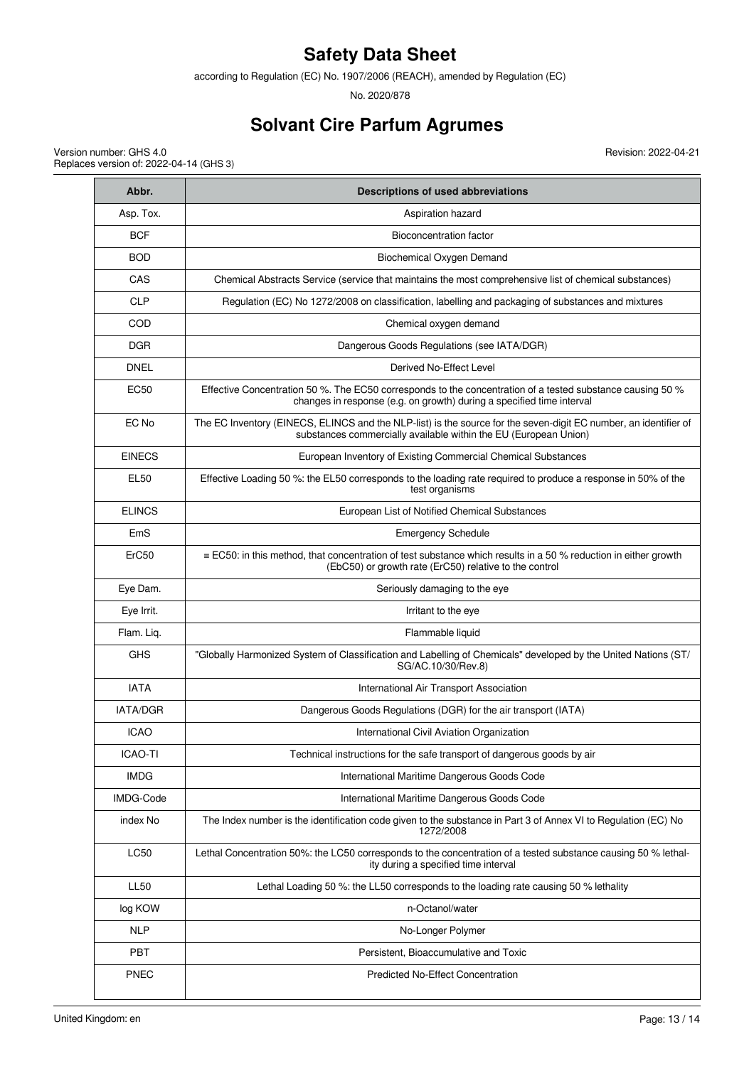| Abbr. | Descriptions of used abbreviations |
|---|---|
| Asp. Tox. | Aspiration hazard |
| BCF | Bioconcentration factor |
| BOD | Biochemical Oxygen Demand |
| CAS | Chemical Abstracts Service (service that maintains the most comprehensive list of chemical substances) |
| CLP | Regulation (EC) No 1272/2008 on classification, labelling and packaging of substances and mixtures |
| COD | Chemical oxygen demand |
| DGR | Dangerous Goods Regulations (see IATA/DGR) |
| DNEL | Derived No-Effect Level |
| EC50 | Effective Concentration 50 %. The EC50 corresponds to the concentration of a tested substance causing 50 % changes in response (e.g. on growth) during a specified time interval |
| EC No | The EC Inventory (EINECS, ELINCS and the NLP-list) is the source for the seven-digit EC number, an identifier of substances commercially available within the EU (European Union) |
| EINECS | European Inventory of Existing Commercial Chemical Substances |
| EL50 | Effective Loading 50 %: the EL50 corresponds to the loading rate required to produce a response in 50% of the test organisms |
| ELINCS | European List of Notified Chemical Substances |
| EmS | Emergency Schedule |
| ErC50 | ≡ EC50: in this method, that concentration of test substance which results in a 50 % reduction in either growth (EbC50) or growth rate (ErC50) relative to the control |
| Eye Dam. | Seriously damaging to the eye |
| Eye Irrit. | Irritant to the eye |
| Flam. Liq. | Flammable liquid |
| GHS | "Globally Harmonized System of Classification and Labelling of Chemicals" developed by the United Nations (ST/SG/AC.10/30/Rev.8) |
| IATA | International Air Transport Association |
| IATA/DGR | Dangerous Goods Regulations (DGR) for the air transport (IATA) |
| ICAO | International Civil Aviation Organization |
| ICAO-TI | Technical instructions for the safe transport of dangerous goods by air |
| IMDG | International Maritime Dangerous Goods Code |
| IMDG-Code | International Maritime Dangerous Goods Code |
| index No | The Index number is the identification code given to the substance in Part 3 of Annex VI to Regulation (EC) No 1272/2008 |
| LC50 | Lethal Concentration 50%: the LC50 corresponds to the concentration of a tested substance causing 50 % lethality during a specified time interval |
| LL50 | Lethal Loading 50 %: the LL50 corresponds to the loading rate causing 50 % lethality |
| log KOW | n-Octanol/water |
| NLP | No-Longer Polymer |
| PBT | Persistent, Bioaccumulative and Toxic |
| PNEC | Predicted No-Effect Concentration |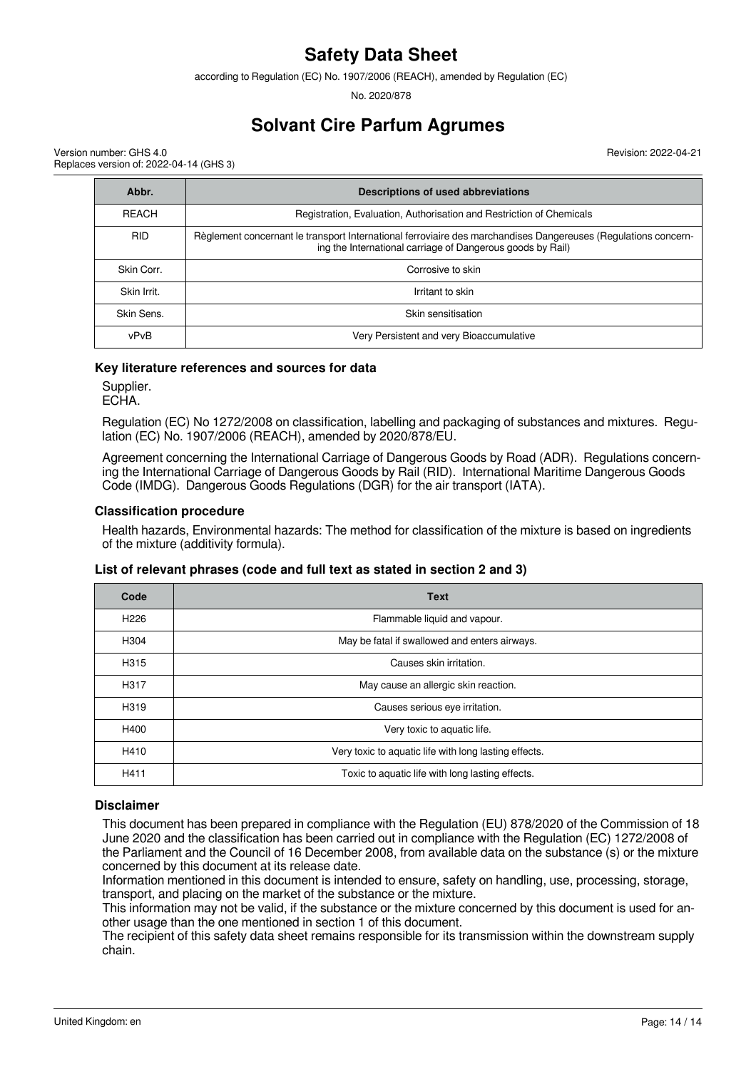| Abbr. | Descriptions of used abbreviations |
|---|---|
| REACH | Registration, Evaluation, Authorisation and Restriction of Chemicals |
| RID | Règlement concernant le transport International ferroviaire des marchandises Dangereuses (Regulations concerning the International carriage of Dangerous goods by Rail) |
| Skin Corr. | Corrosive to skin |
| Skin Irrit. | Irritant to skin |
| Skin Sens. | Skin sensitisation |
| vPvB | Very Persistent and very Bioaccumulative |

### Key literature references and sources for data

Supplier.
ECHA.

Regulation (EC) No 1272/2008 on classification, labelling and packaging of substances and mixtures. Regulation (EC) No. 1907/2006 (REACH), amended by 2020/878/EU.

Agreement concerning the International Carriage of Dangerous Goods by Road (ADR). Regulations concerning the International Carriage of Dangerous Goods by Rail (RID). International Maritime Dangerous Goods Code (IMDG). Dangerous Goods Regulations (DGR) for the air transport (IATA).

### Classification procedure

Health hazards, Environmental hazards: The method for classification of the mixture is based on ingredients of the mixture (additivity formula).

### List of relevant phrases (code and full text as stated in section 2 and 3)

| Code | Text |
|---|---|
| H226 | Flammable liquid and vapour. |
| H304 | May be fatal if swallowed and enters airways. |
| H315 | Causes skin irritation. |
| H317 | May cause an allergic skin reaction. |
| H319 | Causes serious eye irritation. |
| H400 | Very toxic to aquatic life. |
| H410 | Very toxic to aquatic life with long lasting effects. |
| H411 | Toxic to aquatic life with long lasting effects. |

### Disclaimer

This document has been prepared in compliance with the Regulation (EU) 878/2020 of the Commission of 18 June 2020 and the classification has been carried out in compliance with the Regulation (EC) 1272/2008 of the Parliament and the Council of 16 December 2008, from available data on the substance (s) or the mixture concerned by this document at its release date.
Information mentioned in this document is intended to ensure, safety on handling, use, processing, storage, transport, and placing on the market of the substance or the mixture.
This information may not be valid, if the substance or the mixture concerned by this document is used for another usage than the one mentioned in section 1 of this document.
The recipient of this safety data sheet remains responsible for its transmission within the downstream supply chain.